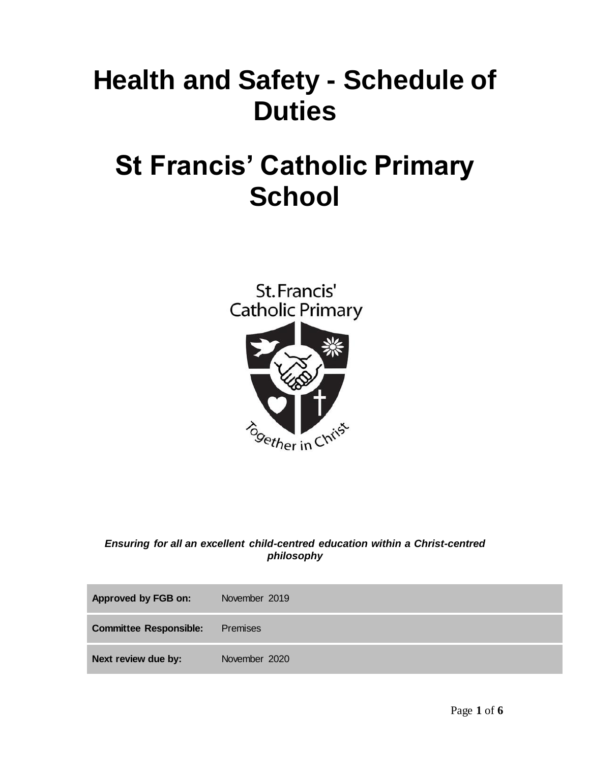# Health and Safety - Schedule of Duties

# St Francis' Catholic Primary School

***Ensuring for all an excellent child-centred education within a Christ-centred philosophy***

| | |
|---|---|
| **Approved by FGB on:** | November 2019 |
| **Committee Responsible:** | Premises |
| **Next review due by:** | November 2020 |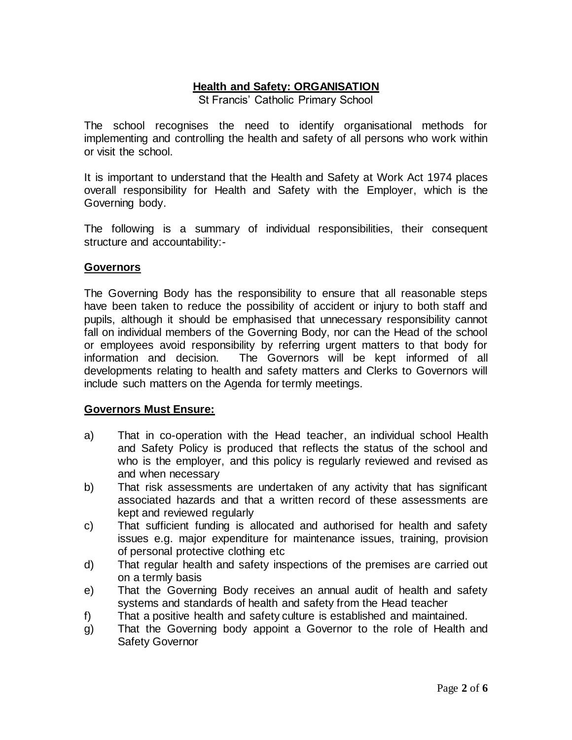# Health and Safety: ORGANISATION

St Francis' Catholic Primary School

The school recognises the need to identify organisational methods for implementing and controlling the health and safety of all persons who work within or visit the school.

It is important to understand that the Health and Safety at Work Act 1974 places overall responsibility for Health and Safety with the Employer, which is the Governing body.

The following is a summary of individual responsibilities, their consequent structure and accountability:-

## Governors

The Governing Body has the responsibility to ensure that all reasonable steps have been taken to reduce the possibility of accident or injury to both staff and pupils, although it should be emphasised that unnecessary responsibility cannot fall on individual members of the Governing Body, nor can the Head of the school or employees avoid responsibility by referring urgent matters to that body for information and decision. The Governors will be kept informed of all developments relating to health and safety matters and Clerks to Governors will include such matters on the Agenda for termly meetings.

## Governors Must Ensure:

a) That in co-operation with the Head teacher, an individual school Health and Safety Policy is produced that reflects the status of the school and who is the employer, and this policy is regularly reviewed and revised as and when necessary

b) That risk assessments are undertaken of any activity that has significant associated hazards and that a written record of these assessments are kept and reviewed regularly

c) That sufficient funding is allocated and authorised for health and safety issues e.g. major expenditure for maintenance issues, training, provision of personal protective clothing etc

d) That regular health and safety inspections of the premises are carried out on a termly basis

e) That the Governing Body receives an annual audit of health and safety systems and standards of health and safety from the Head teacher

f) That a positive health and safety culture is established and maintained.

g) That the Governing body appoint a Governor to the role of Health and Safety Governor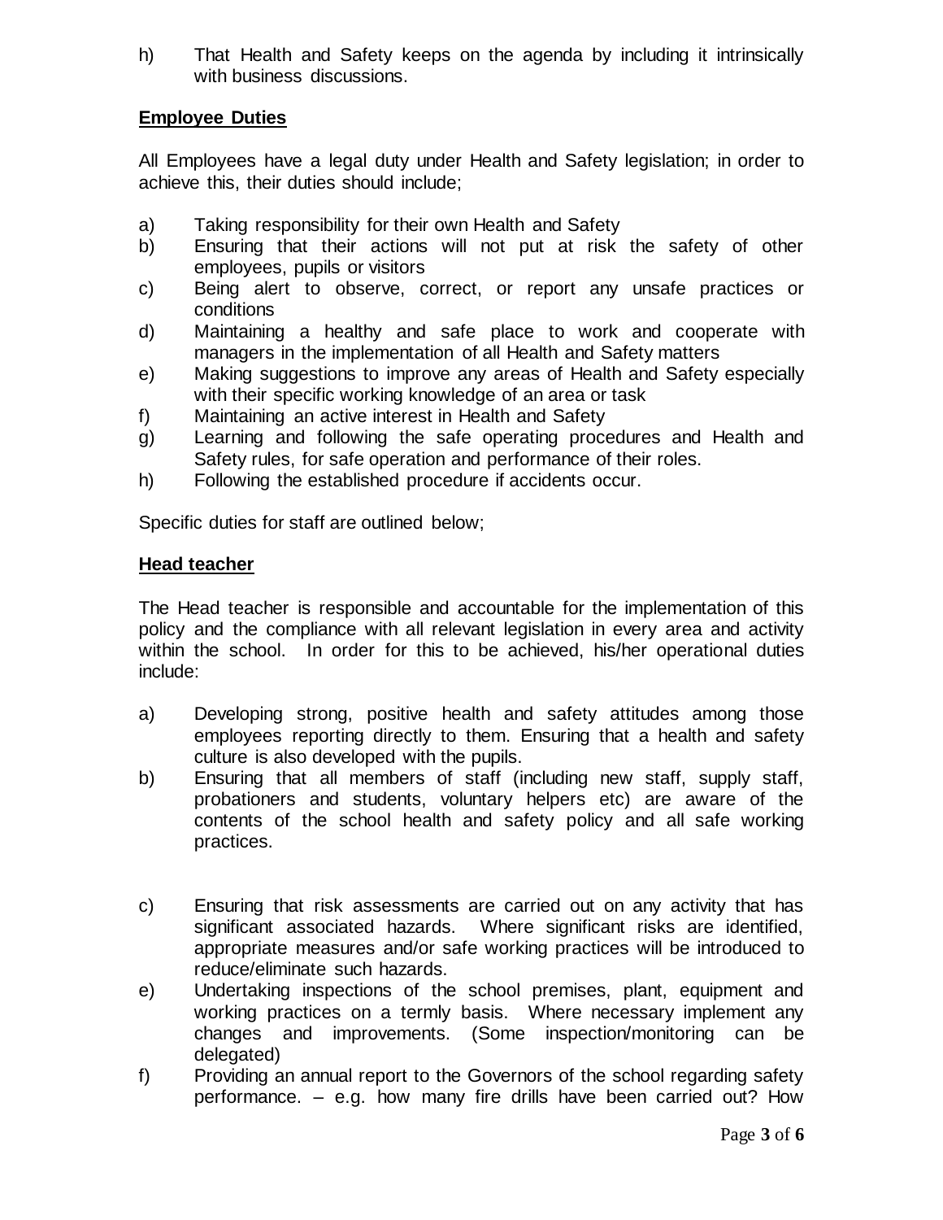h) That Health and Safety keeps on the agenda by including it intrinsically with business discussions.

**Employee Duties**

All Employees have a legal duty under Health and Safety legislation; in order to achieve this, their duties should include;

a) Taking responsibility for their own Health and Safety
b) Ensuring that their actions will not put at risk the safety of other employees, pupils or visitors
c) Being alert to observe, correct, or report any unsafe practices or conditions
d) Maintaining a healthy and safe place to work and cooperate with managers in the implementation of all Health and Safety matters
e) Making suggestions to improve any areas of Health and Safety especially with their specific working knowledge of an area or task
f) Maintaining an active interest in Health and Safety
g) Learning and following the safe operating procedures and Health and Safety rules, for safe operation and performance of their roles.
h) Following the established procedure if accidents occur.

Specific duties for staff are outlined below;

**Head teacher**

The Head teacher is responsible and accountable for the implementation of this policy and the compliance with all relevant legislation in every area and activity within the school. In order for this to be achieved, his/her operational duties include:

a) Developing strong, positive health and safety attitudes among those employees reporting directly to them. Ensuring that a health and safety culture is also developed with the pupils.
b) Ensuring that all members of staff (including new staff, supply staff, probationers and students, voluntary helpers etc) are aware of the contents of the school health and safety policy and all safe working practices.
c) Ensuring that risk assessments are carried out on any activity that has significant associated hazards. Where significant risks are identified, appropriate measures and/or safe working practices will be introduced to reduce/eliminate such hazards.
e) Undertaking inspections of the school premises, plant, equipment and working practices on a termly basis. Where necessary implement any changes and improvements. (Some inspection/monitoring can be delegated)
f) Providing an annual report to the Governors of the school regarding safety performance. – e.g. how many fire drills have been carried out? How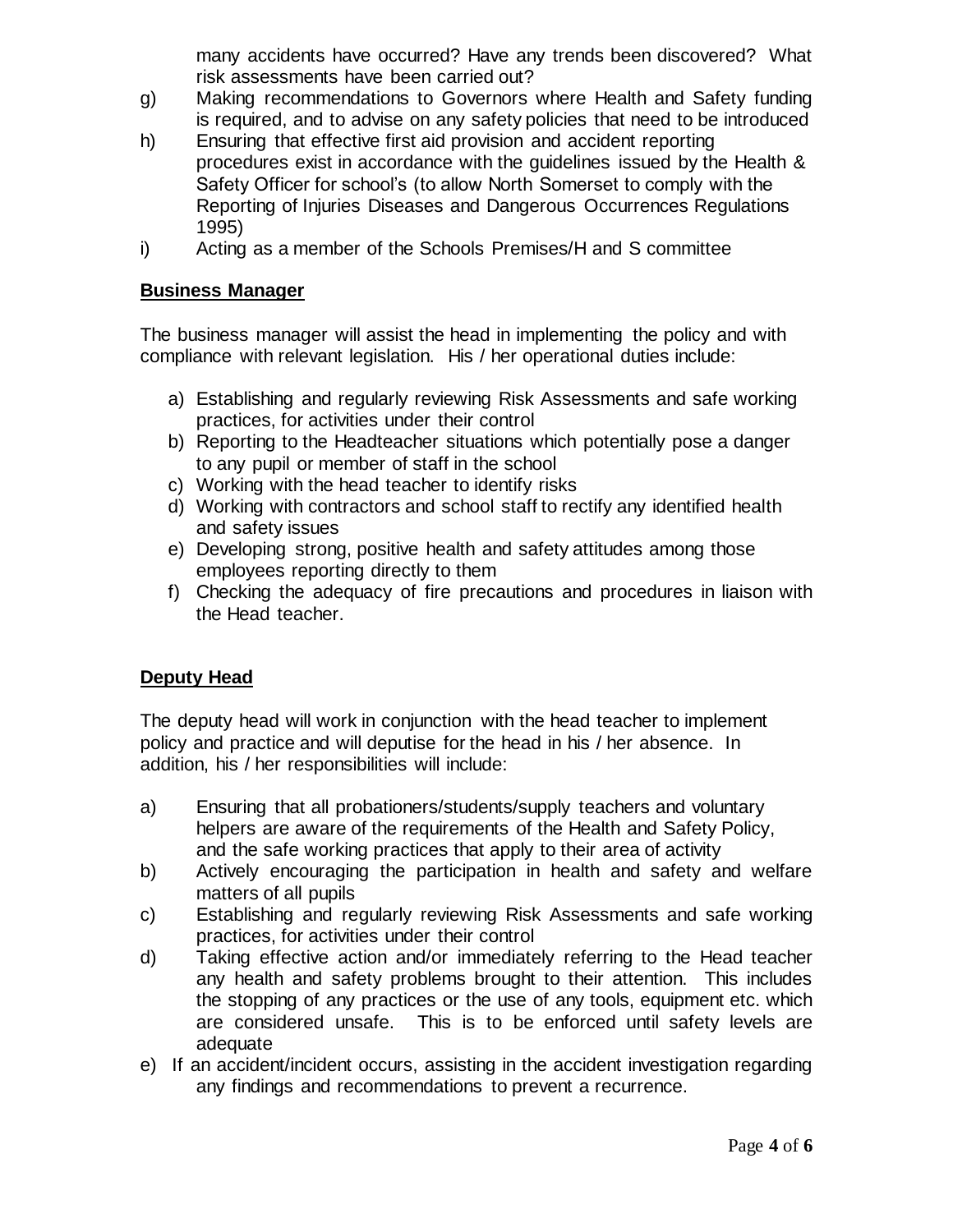many accidents have occurred? Have any trends been discovered? What risk assessments have been carried out?

g) Making recommendations to Governors where Health and Safety funding is required, and to advise on any safety policies that need to be introduced
h) Ensuring that effective first aid provision and accident reporting procedures exist in accordance with the guidelines issued by the Health & Safety Officer for school's (to allow North Somerset to comply with the Reporting of Injuries Diseases and Dangerous Occurrences Regulations 1995)
i) Acting as a member of the Schools Premises/H and S committee

**Business Manager**

The business manager will assist the head in implementing the policy and with compliance with relevant legislation. His / her operational duties include:

a) Establishing and regularly reviewing Risk Assessments and safe working practices, for activities under their control
b) Reporting to the Headteacher situations which potentially pose a danger to any pupil or member of staff in the school
c) Working with the head teacher to identify risks
d) Working with contractors and school staff to rectify any identified health and safety issues
e) Developing strong, positive health and safety attitudes among those employees reporting directly to them
f) Checking the adequacy of fire precautions and procedures in liaison with the Head teacher.

**Deputy Head**

The deputy head will work in conjunction with the head teacher to implement policy and practice and will deputise for the head in his / her absence. In addition, his / her responsibilities will include:

a) Ensuring that all probationers/students/supply teachers and voluntary helpers are aware of the requirements of the Health and Safety Policy, and the safe working practices that apply to their area of activity
b) Actively encouraging the participation in health and safety and welfare matters of all pupils
c) Establishing and regularly reviewing Risk Assessments and safe working practices, for activities under their control
d) Taking effective action and/or immediately referring to the Head teacher any health and safety problems brought to their attention. This includes the stopping of any practices or the use of any tools, equipment etc. which are considered unsafe. This is to be enforced until safety levels are adequate
e) If an accident/incident occurs, assisting in the accident investigation regarding any findings and recommendations to prevent a recurrence.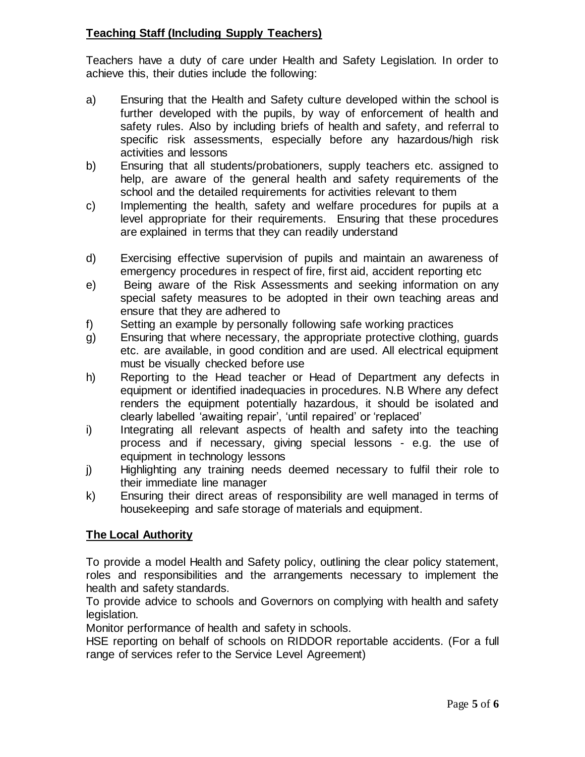## Teaching Staff (Including Supply Teachers)

Teachers have a duty of care under Health and Safety Legislation. In order to achieve this, their duties include the following:

a) Ensuring that the Health and Safety culture developed within the school is further developed with the pupils, by way of enforcement of health and safety rules. Also by including briefs of health and safety, and referral to specific risk assessments, especially before any hazardous/high risk activities and lessons

b) Ensuring that all students/probationers, supply teachers etc. assigned to help, are aware of the general health and safety requirements of the school and the detailed requirements for activities relevant to them

c) Implementing the health, safety and welfare procedures for pupils at a level appropriate for their requirements. Ensuring that these procedures are explained in terms that they can readily understand

d) Exercising effective supervision of pupils and maintain an awareness of emergency procedures in respect of fire, first aid, accident reporting etc

e) Being aware of the Risk Assessments and seeking information on any special safety measures to be adopted in their own teaching areas and ensure that they are adhered to

f) Setting an example by personally following safe working practices

g) Ensuring that where necessary, the appropriate protective clothing, guards etc. are available, in good condition and are used. All electrical equipment must be visually checked before use

h) Reporting to the Head teacher or Head of Department any defects in equipment or identified inadequacies in procedures. N.B Where any defect renders the equipment potentially hazardous, it should be isolated and clearly labelled 'awaiting repair', 'until repaired' or 'replaced'

i) Integrating all relevant aspects of health and safety into the teaching process and if necessary, giving special lessons - e.g. the use of equipment in technology lessons

j) Highlighting any training needs deemed necessary to fulfil their role to their immediate line manager

k) Ensuring their direct areas of responsibility are well managed in terms of housekeeping and safe storage of materials and equipment.

## The Local Authority

To provide a model Health and Safety policy, outlining the clear policy statement, roles and responsibilities and the arrangements necessary to implement the health and safety standards.

To provide advice to schools and Governors on complying with health and safety legislation.

Monitor performance of health and safety in schools.

HSE reporting on behalf of schools on RIDDOR reportable accidents. (For a full range of services refer to the Service Level Agreement)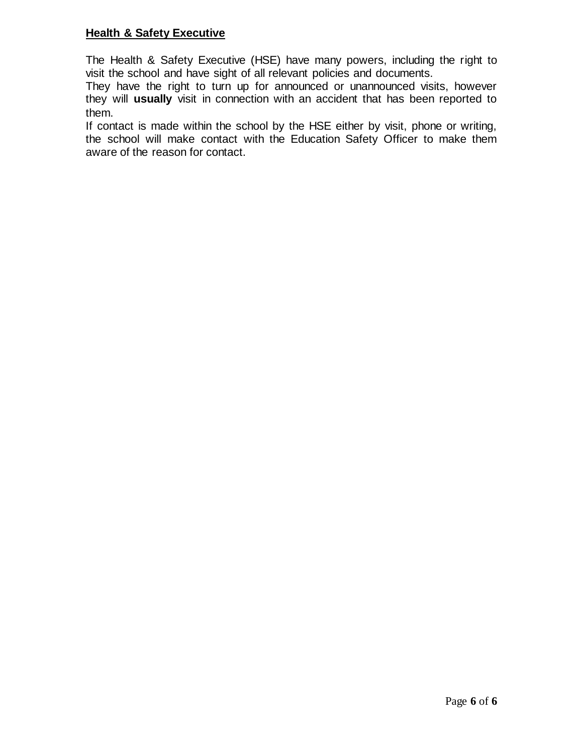**Health & Safety Executive**

The Health & Safety Executive (HSE) have many powers, including the right to visit the school and have sight of all relevant policies and documents.
They have the right to turn up for announced or unannounced visits, however they will **usually** visit in connection with an accident that has been reported to them.
If contact is made within the school by the HSE either by visit, phone or writing, the school will make contact with the Education Safety Officer to make them aware of the reason for contact.